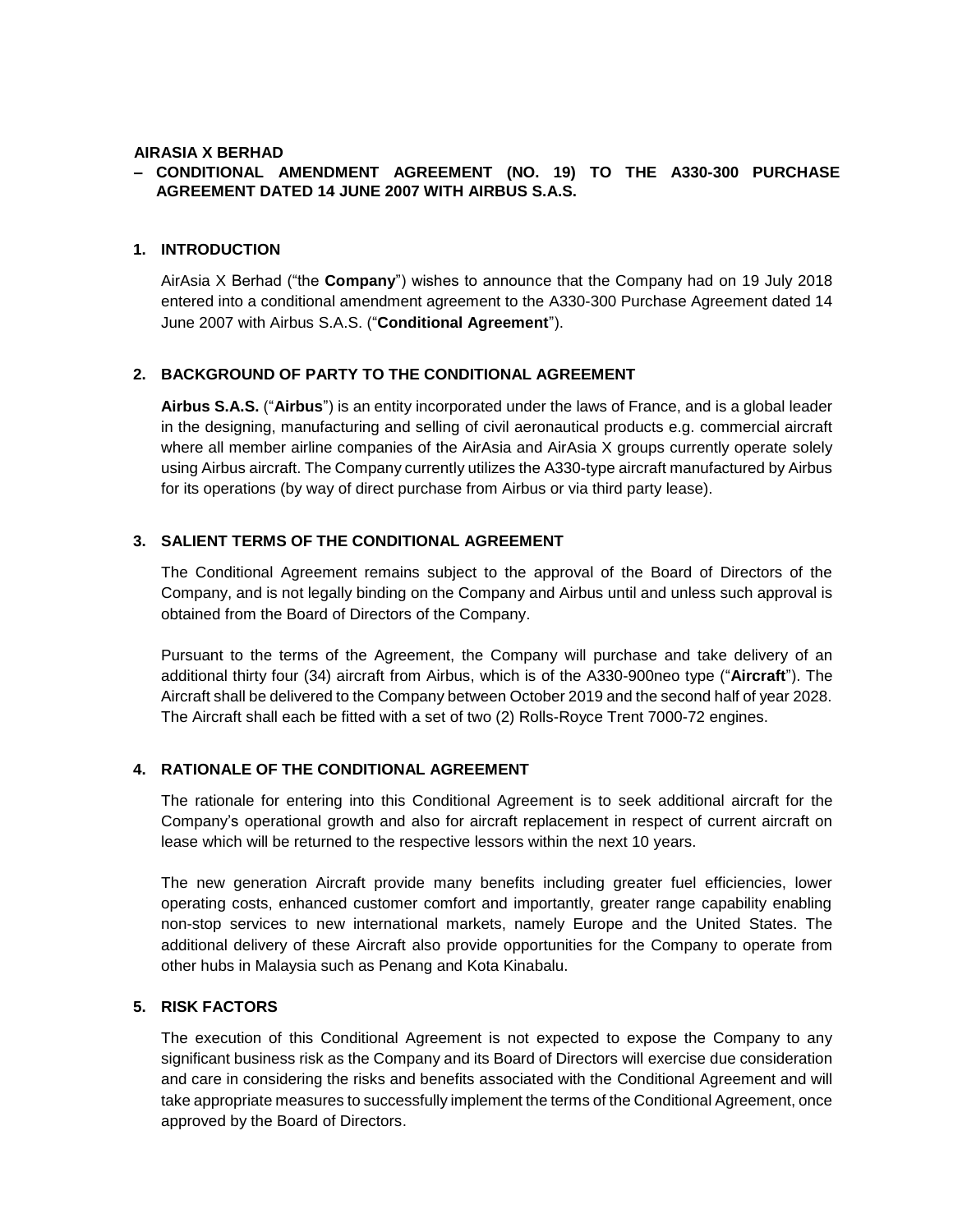**AIRASIA X BERHAD**

**– CONDITIONAL AMENDMENT AGREEMENT (NO. 19) TO THE A330-300 PURCHASE AGREEMENT DATED 14 JUNE 2007 WITH AIRBUS S.A.S.**

## 1. INTRODUCTION

AirAsia X Berhad ("the **Company**") wishes to announce that the Company had on 19 July 2018 entered into a conditional amendment agreement to the A330-300 Purchase Agreement dated 14 June 2007 with Airbus S.A.S. ("**Conditional Agreement**").

## 2. BACKGROUND OF PARTY TO THE CONDITIONAL AGREEMENT

**Airbus S.A.S.** ("**Airbus**") is an entity incorporated under the laws of France, and is a global leader in the designing, manufacturing and selling of civil aeronautical products e.g. commercial aircraft where all member airline companies of the AirAsia and AirAsia X groups currently operate solely using Airbus aircraft. The Company currently utilizes the A330-type aircraft manufactured by Airbus for its operations (by way of direct purchase from Airbus or via third party lease).

## 3. SALIENT TERMS OF THE CONDITIONAL AGREEMENT

The Conditional Agreement remains subject to the approval of the Board of Directors of the Company, and is not legally binding on the Company and Airbus until and unless such approval is obtained from the Board of Directors of the Company.

Pursuant to the terms of the Agreement, the Company will purchase and take delivery of an additional thirty four (34) aircraft from Airbus, which is of the A330-900neo type ("**Aircraft**"). The Aircraft shall be delivered to the Company between October 2019 and the second half of year 2028. The Aircraft shall each be fitted with a set of two (2) Rolls-Royce Trent 7000-72 engines.

## 4. RATIONALE OF THE CONDITIONAL AGREEMENT

The rationale for entering into this Conditional Agreement is to seek additional aircraft for the Company's operational growth and also for aircraft replacement in respect of current aircraft on lease which will be returned to the respective lessors within the next 10 years.

The new generation Aircraft provide many benefits including greater fuel efficiencies, lower operating costs, enhanced customer comfort and importantly, greater range capability enabling non-stop services to new international markets, namely Europe and the United States. The additional delivery of these Aircraft also provide opportunities for the Company to operate from other hubs in Malaysia such as Penang and Kota Kinabalu.

## 5. RISK FACTORS

The execution of this Conditional Agreement is not expected to expose the Company to any significant business risk as the Company and its Board of Directors will exercise due consideration and care in considering the risks and benefits associated with the Conditional Agreement and will take appropriate measures to successfully implement the terms of the Conditional Agreement, once approved by the Board of Directors.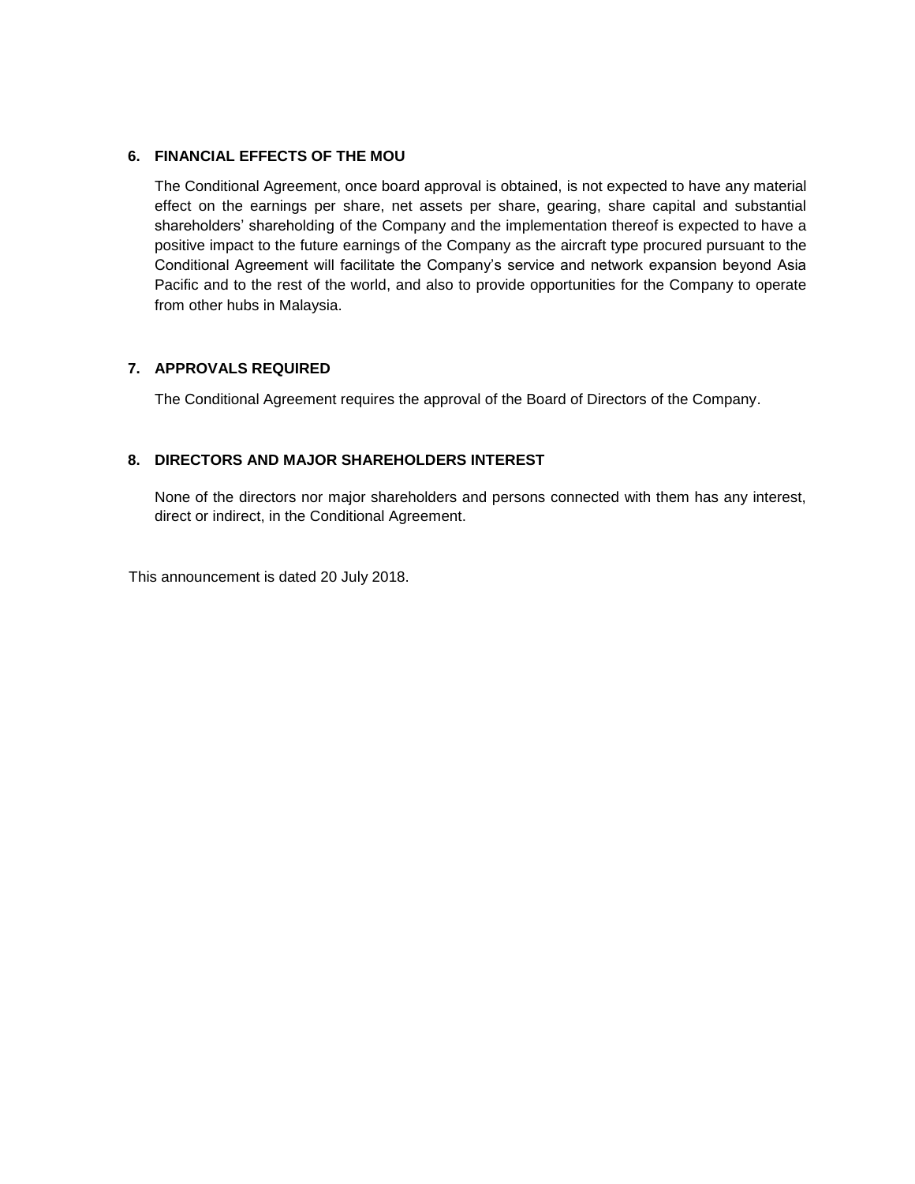## 6. FINANCIAL EFFECTS OF THE MOU

The Conditional Agreement, once board approval is obtained, is not expected to have any material effect on the earnings per share, net assets per share, gearing, share capital and substantial shareholders' shareholding of the Company and the implementation thereof is expected to have a positive impact to the future earnings of the Company as the aircraft type procured pursuant to the Conditional Agreement will facilitate the Company's service and network expansion beyond Asia Pacific and to the rest of the world, and also to provide opportunities for the Company to operate from other hubs in Malaysia.

## 7. APPROVALS REQUIRED

The Conditional Agreement requires the approval of the Board of Directors of the Company.

## 8. DIRECTORS AND MAJOR SHAREHOLDERS INTEREST

None of the directors nor major shareholders and persons connected with them has any interest, direct or indirect, in the Conditional Agreement.

This announcement is dated 20 July 2018.